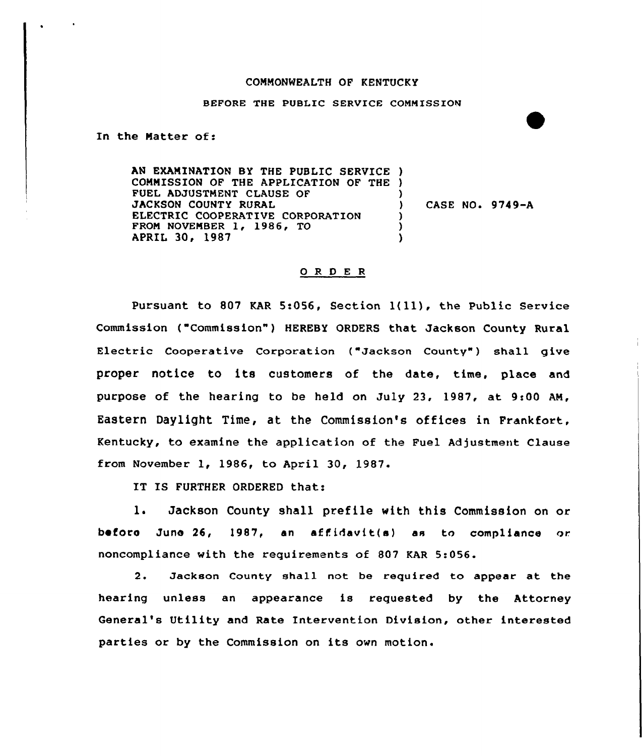COMMONWEALTH OF KENTUCKY

BEFORE THE PUBLIC SERVICE COMMISSION

In the Matter of:

AN EXAMINATION BY THE PUBLIC SERVICE COMMISSION OF THE APPLICATION OF THE FUEL ADJUSTMENT CLAUSE OF JACKSON COUNTY RURAL ELECTRIC COOPERATIVE CORPORATION FROM NOVEMBER 1, 1986, TO APRIL 30, 1987 ) CASE NO. 9749-A

## O R D E R

Pursuant to 807 KAR 5:056, Section 1(11), the Public Service Commission ("Commission") HEREBY ORDERS that Jackson County Rural Electric Cooperative Corporation ("Jackson County") shall give proper notice to its customers of the date, time, place and purpose of the hearing to be held on July 23, 1987, at 9:00 AM, Eastern Daylight Time, at the Commission's offices in Frankfort, Kentucky, to examine the application of the Fuel Adjustment Clause from November 1, 1986, to April 30, 1987.

IT IS FURTHER ORDERED that:

1. Jackson County shall prefile with this Commission on or before June 26, 1987, an affidavit(s) as to compliance or noncompliance with the requirements of 807 KAR 5:056.

2. Jackson County shall not be required to appear at the hearing unless an appearance is requested by the Attorney General's Utility and Rate Intervention Division, other interested parties or by the Commission on its own motion.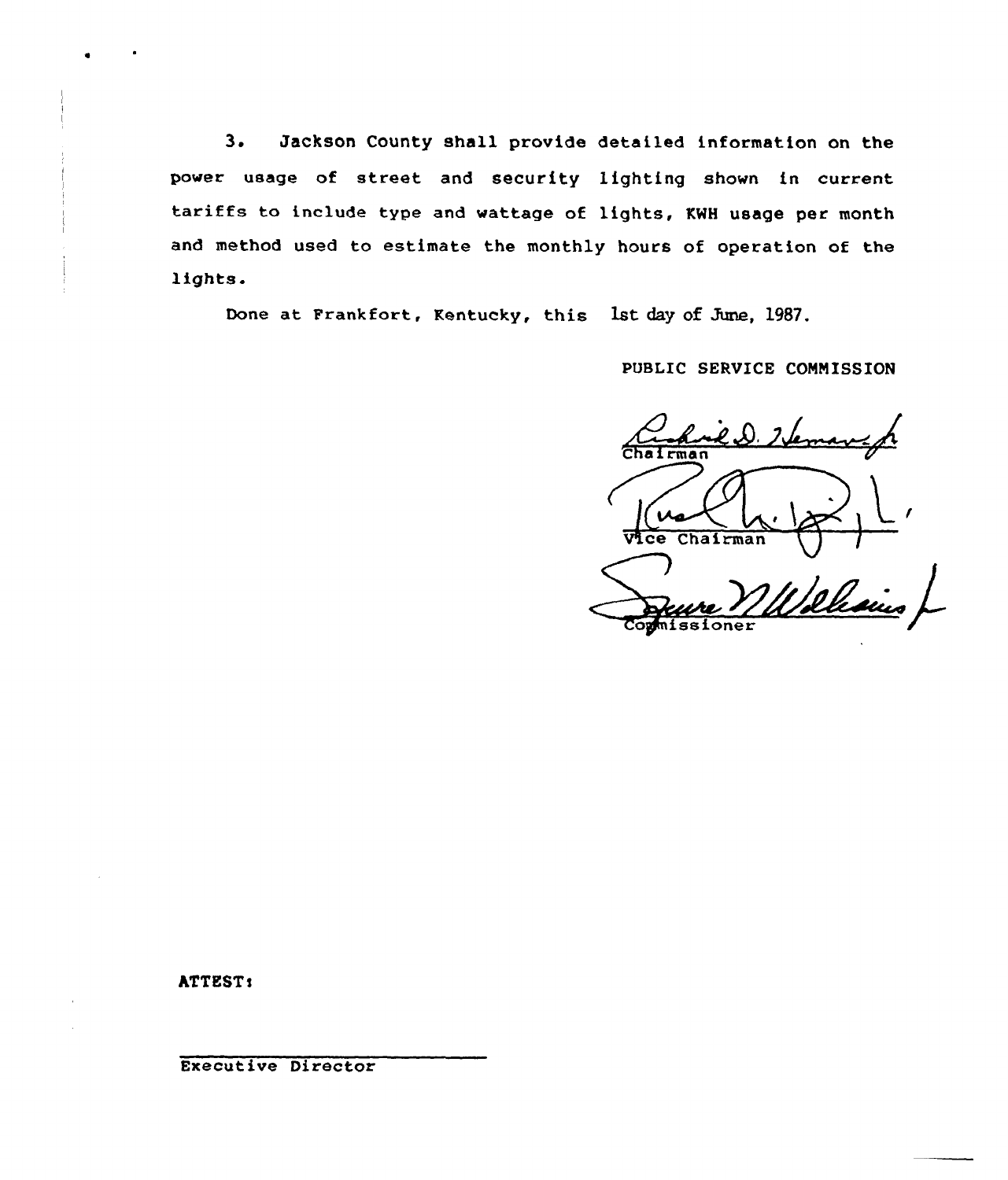3. Jackson County shall provide detailed information on the power usage of street and security lighting shown in current tariffs to include type and wattage of lights, KWH usage per month and method used to estimate the monthly hours of operation of the lights.

Done at Frankfort, Kentucky, this 1st day of June, 1987.

PUBLIC SERVICE COMMISSION

Chairman

Vice Chairman

Commissioner

ATTEST:

Executive Director